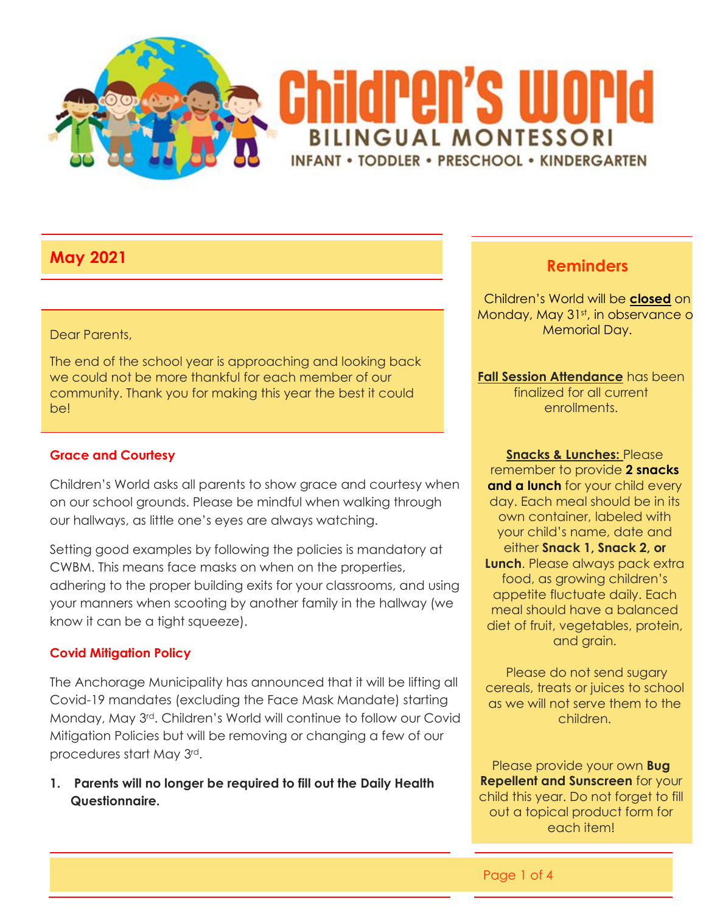# Children's World

**BILINGUAL MONTESSORI**

INFANT • TODDLER • PRESCHOOL • KINDERGARTEN

## May 2021

Dear Parents,

The end of the school year is approaching and looking back we could not be more thankful for each member of our community. Thank you for making this year the best it could be!

### Grace and Courtesy

Children's World asks all parents to show grace and courtesy when on our school grounds. Please be mindful when walking through our hallways, as little one's eyes are always watching.

Setting good examples by following the policies is mandatory at CWBM. This means face masks on when on the properties, adhering to the proper building exits for your classrooms, and using your manners when scooting by another family in the hallway (we know it can be a tight squeeze).

### Covid Mitigation Policy

The Anchorage Municipality has announced that it will be lifting all Covid-19 mandates (excluding the Face Mask Mandate) starting Monday, May 3rd. Children's World will continue to follow our Covid Mitigation Policies but will be removing or changing a few of our procedures start May 3rd.

1. **Parents will no longer be required to fill out the Daily Health Questionnaire.**

## Reminders

Children's World will be **closed** on Monday, May 31st, in observance of Memorial Day.

**Fall Session Attendance** has been finalized for all current enrollments.

**Snacks & Lunches:** Please remember to provide **2 snacks and a lunch** for your child every day. Each meal should be in its own container, labeled with your child's name, date and either **Snack 1, Snack 2, or Lunch**. Please always pack extra food, as growing children's appetite fluctuate daily. Each meal should have a balanced diet of fruit, vegetables, protein, and grain.

Please do not send sugary cereals, treats or juices to school as we will not serve them to the children.

Please provide your own **Bug Repellent and Sunscreen** for your child this year. Do not forget to fill out a topical product form for each item!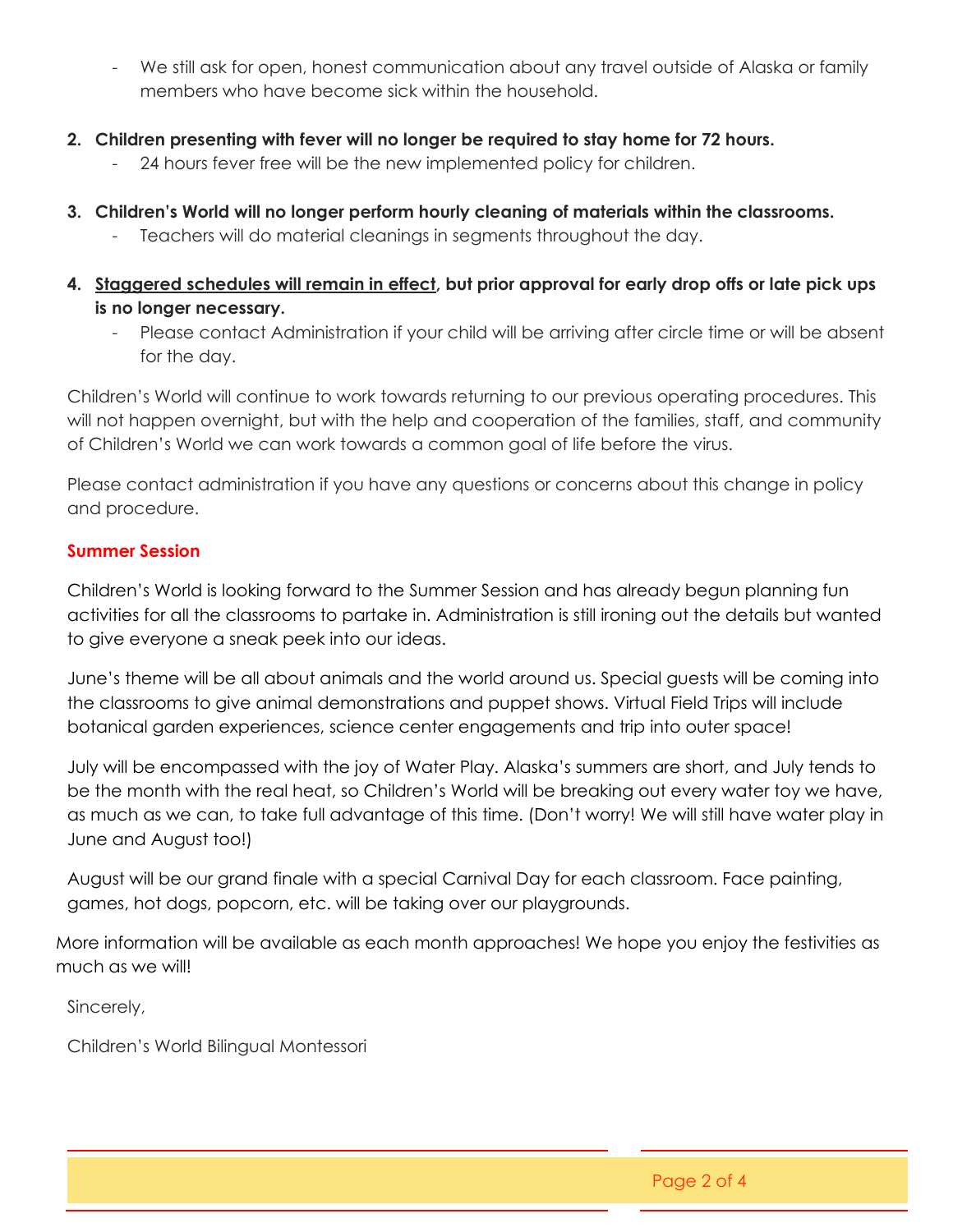- We still ask for open, honest communication about any travel outside of Alaska or family members who have become sick within the household.

2. **Children presenting with fever will no longer be required to stay home for 72 hours.**
   - 24 hours fever free will be the new implemented policy for children.

3. **Children's World will no longer perform hourly cleaning of materials within the classrooms.**
   - Teachers will do material cleanings in segments throughout the day.

4. **<u>Staggered schedules will remain in effect</u>, but prior approval for early drop offs or late pick ups is no longer necessary.**
   - Please contact Administration if your child will be arriving after circle time or will be absent for the day.

Children's World will continue to work towards returning to our previous operating procedures. This will not happen overnight, but with the help and cooperation of the families, staff, and community of Children's World we can work towards a common goal of life before the virus.

Please contact administration if you have any questions or concerns about this change in policy and procedure.

## Summer Session

Children's World is looking forward to the Summer Session and has already begun planning fun activities for all the classrooms to partake in. Administration is still ironing out the details but wanted to give everyone a sneak peek into our ideas.

June's theme will be all about animals and the world around us. Special guests will be coming into the classrooms to give animal demonstrations and puppet shows. Virtual Field Trips will include botanical garden experiences, science center engagements and trip into outer space!

July will be encompassed with the joy of Water Play. Alaska's summers are short, and July tends to be the month with the real heat, so Children's World will be breaking out every water toy we have, as much as we can, to take full advantage of this time. (Don't worry! We will still have water play in June and August too!)

August will be our grand finale with a special Carnival Day for each classroom. Face painting, games, hot dogs, popcorn, etc. will be taking over our playgrounds.

More information will be available as each month approaches! We hope you enjoy the festivities as much as we will!

Sincerely,

Children's World Bilingual Montessori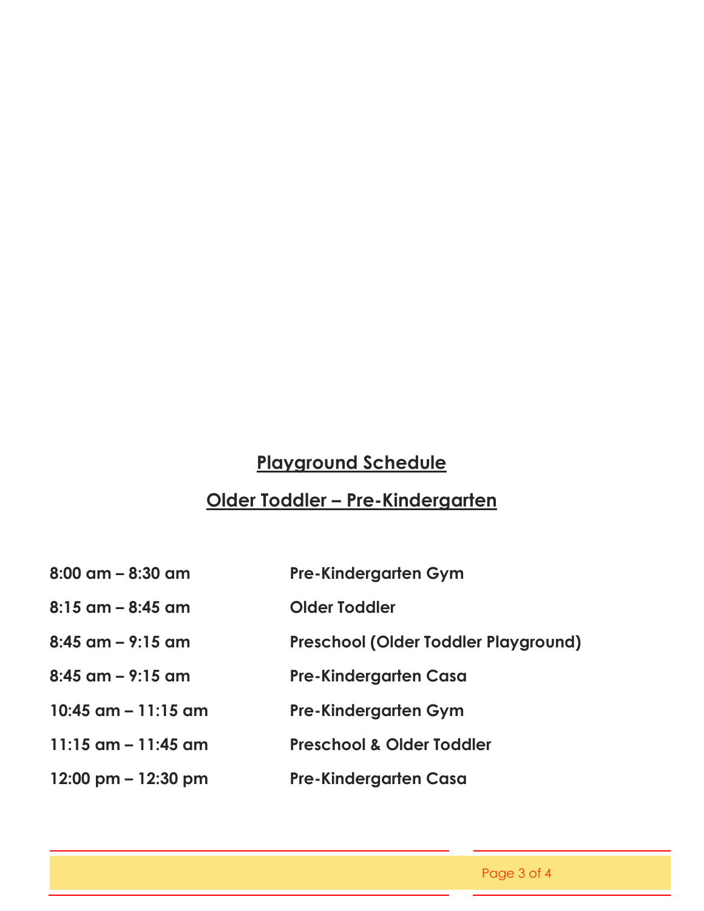## Playground Schedule

## Older Toddler – Pre-Kindergarten

| | |
|---|---|
| **8:00 am – 8:30 am** | **Pre-Kindergarten Gym** |
| **8:15 am – 8:45 am** | **Older Toddler** |
| **8:45 am – 9:15 am** | **Preschool (Older Toddler Playground)** |
| **8:45 am – 9:15 am** | **Pre-Kindergarten Casa** |
| **10:45 am – 11:15 am** | **Pre-Kindergarten Gym** |
| **11:15 am – 11:45 am** | **Preschool & Older Toddler** |
| **12:00 pm – 12:30 pm** | **Pre-Kindergarten Casa** |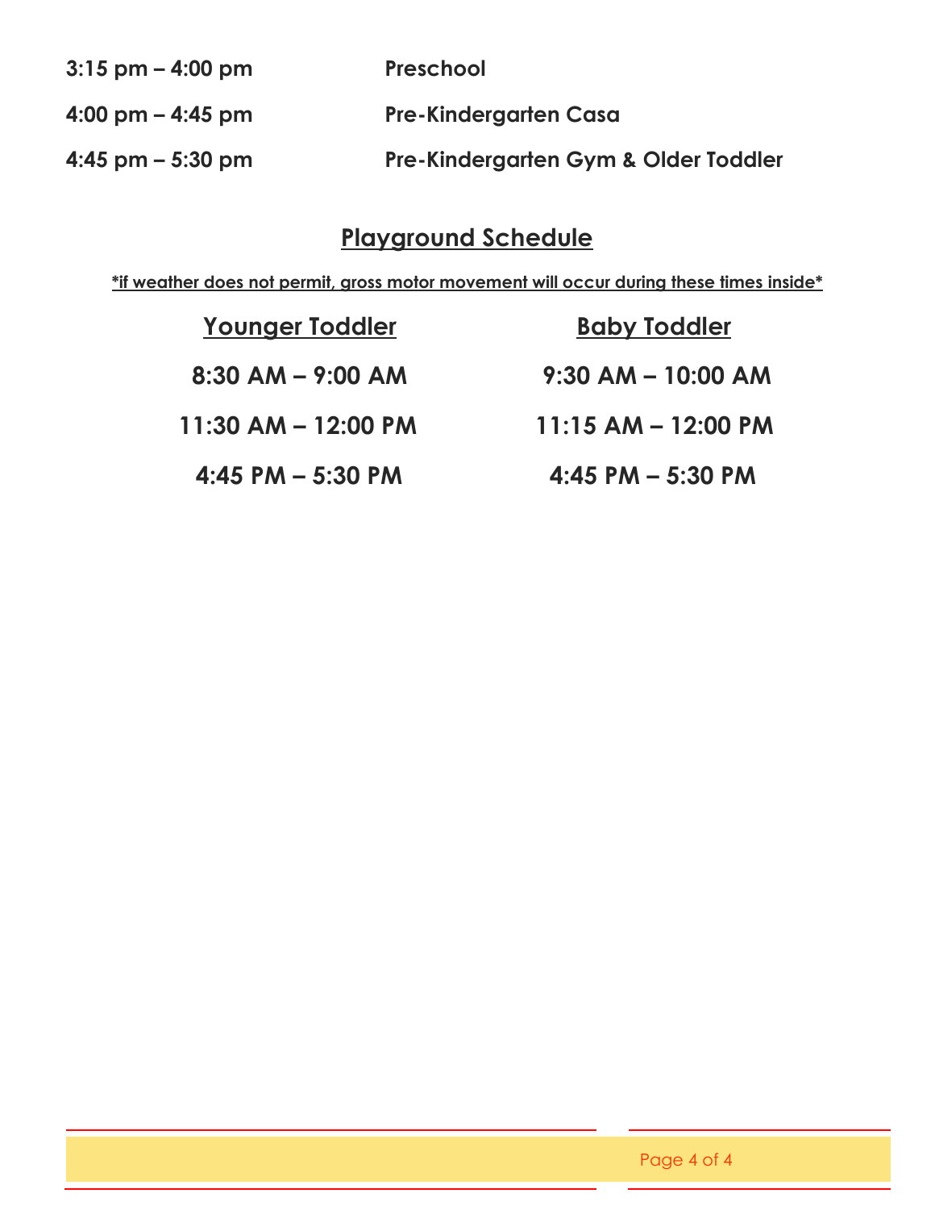| | |
|---|---|
| **3:15 pm – 4:00 pm** | **Preschool** |
| **4:00 pm – 4:45 pm** | **Pre-Kindergarten Casa** |
| **4:45 pm – 5:30 pm** | **Pre-Kindergarten Gym & Older Toddler** |

## Playground Schedule

**\*if weather does not permit, gross motor movement will occur during these times inside\***

| Younger Toddler | Baby Toddler |
|---|---|
| 8:30 AM – 9:00 AM | 9:30 AM – 10:00 AM |
| 11:30 AM – 12:00 PM | 11:15 AM – 12:00 PM |
| 4:45 PM – 5:30 PM | 4:45 PM – 5:30 PM |